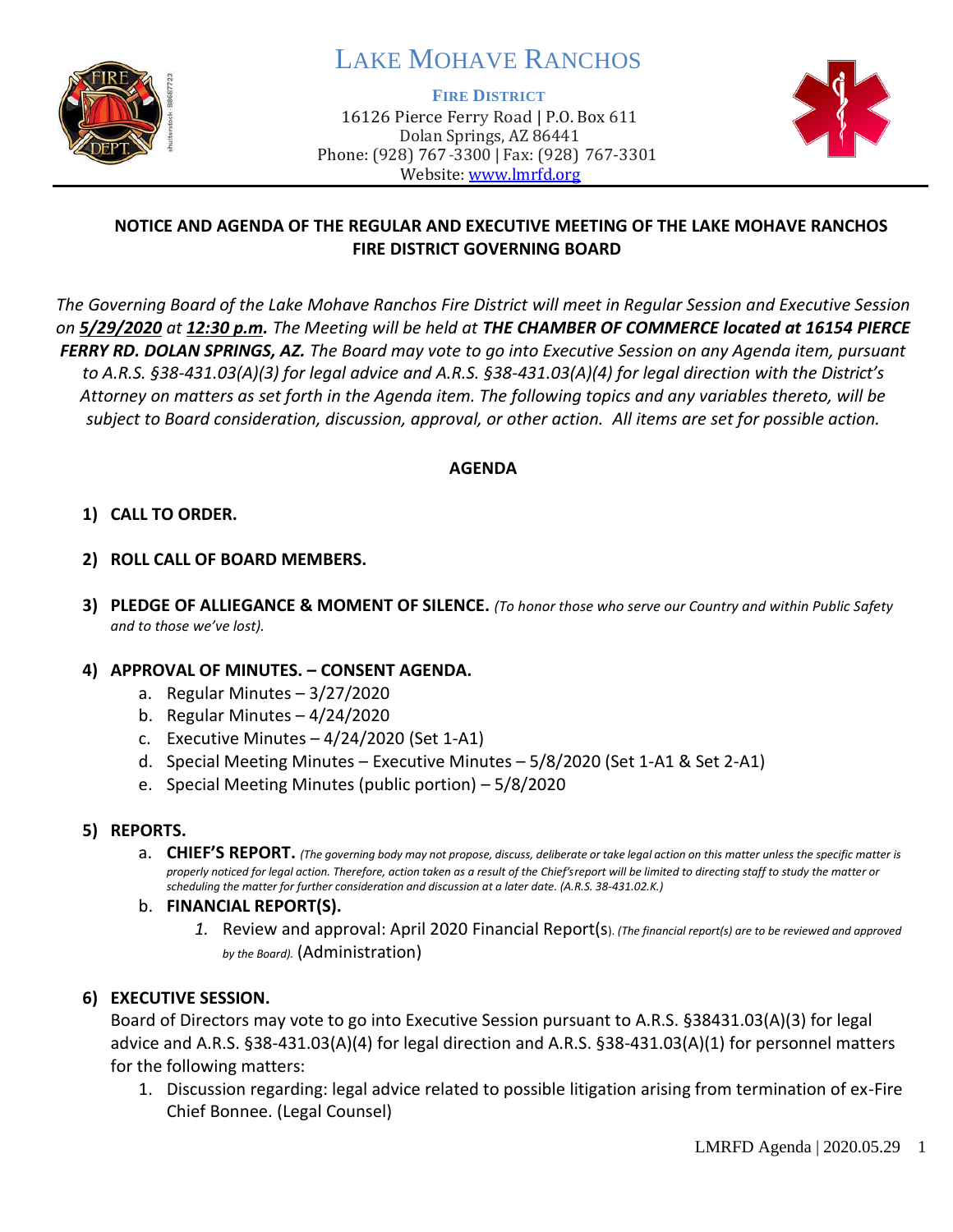# LAKE MOHAVE RANCHOS

**FIRE DISTRICT**
16126 Pierce Ferry Road | P.O. Box 611
Dolan Springs, AZ 86441
Phone: (928) 767-3300 | Fax: (928) 767-3301
Website: www.lmrfd.org

## NOTICE AND AGENDA OF THE REGULAR AND EXECUTIVE MEETING OF THE LAKE MOHAVE RANCHOS FIRE DISTRICT GOVERNING BOARD

*The Governing Board of the Lake Mohave Ranchos Fire District will meet in Regular Session and Executive Session on **5/29/2020** at **12:30 p.m.** The Meeting will be held at **THE CHAMBER OF COMMERCE located at 16154 PIERCE FERRY RD. DOLAN SPRINGS, AZ.** The Board may vote to go into Executive Session on any Agenda item, pursuant to A.R.S. §38-431.03(A)(3) for legal advice and A.R.S. §38-431.03(A)(4) for legal direction with the District's Attorney on matters as set forth in the Agenda item. The following topics and any variables thereto, will be subject to Board consideration, discussion, approval, or other action. All items are set for possible action.*

### AGENDA

1) **CALL TO ORDER.**

2) **ROLL CALL OF BOARD MEMBERS.**

3) **PLEDGE OF ALLIEGANCE & MOMENT OF SILENCE.** *(To honor those who serve our Country and within Public Safety and to those we've lost).*

4) **APPROVAL OF MINUTES. – CONSENT AGENDA.**
   a. Regular Minutes – 3/27/2020
   b. Regular Minutes – 4/24/2020
   c. Executive Minutes – 4/24/2020 (Set 1-A1)
   d. Special Meeting Minutes – Executive Minutes – 5/8/2020 (Set 1-A1 & Set 2-A1)
   e. Special Meeting Minutes (public portion) – 5/8/2020

5) **REPORTS.**
   a. **CHIEF'S REPORT.** *(The governing body may not propose, discuss, deliberate or take legal action on this matter unless the specific matter is properly noticed for legal action. Therefore, action taken as a result of the Chief's report will be limited to directing staff to study the matter or scheduling the matter for further consideration and discussion at a later date. (A.R.S. 38-431.02.K.)*
   b. **FINANCIAL REPORT(S).**
      1. Review and approval: April 2020 Financial Report(s). *(The financial report(s) are to be reviewed and approved by the Board).* (Administration)

6) **EXECUTIVE SESSION.**
   Board of Directors may vote to go into Executive Session pursuant to A.R.S. §38431.03(A)(3) for legal advice and A.R.S. §38-431.03(A)(4) for legal direction and A.R.S. §38-431.03(A)(1) for personnel matters for the following matters:
   1. Discussion regarding: legal advice related to possible litigation arising from termination of ex-Fire Chief Bonnee. (Legal Counsel)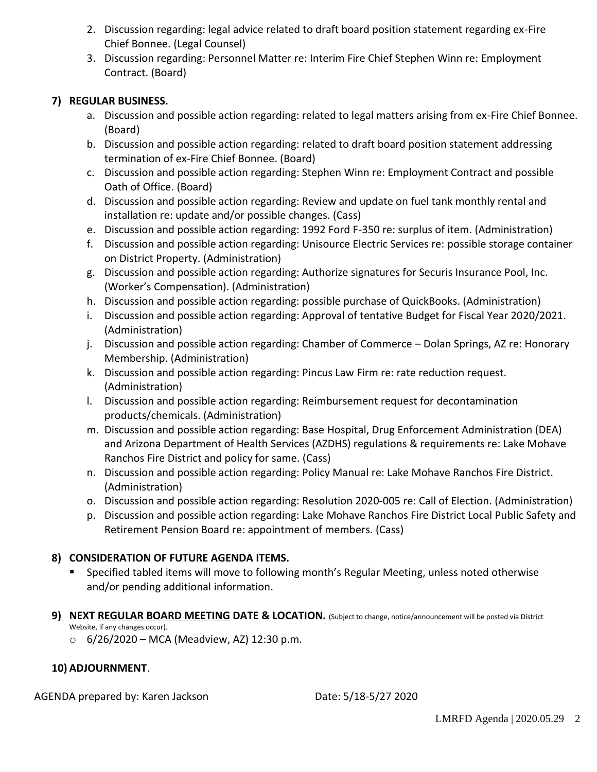2. Discussion regarding: legal advice related to draft board position statement regarding ex-Fire Chief Bonnee. (Legal Counsel)
3. Discussion regarding: Personnel Matter re: Interim Fire Chief Stephen Winn re: Employment Contract. (Board)

## 7) REGULAR BUSINESS.

a. Discussion and possible action regarding: related to legal matters arising from ex-Fire Chief Bonnee. (Board)
b. Discussion and possible action regarding: related to draft board position statement addressing termination of ex-Fire Chief Bonnee. (Board)
c. Discussion and possible action regarding: Stephen Winn re: Employment Contract and possible Oath of Office. (Board)
d. Discussion and possible action regarding: Review and update on fuel tank monthly rental and installation re: update and/or possible changes. (Cass)
e. Discussion and possible action regarding: 1992 Ford F-350 re: surplus of item. (Administration)
f. Discussion and possible action regarding: Unisource Electric Services re: possible storage container on District Property. (Administration)
g. Discussion and possible action regarding: Authorize signatures for Securis Insurance Pool, Inc. (Worker's Compensation). (Administration)
h. Discussion and possible action regarding: possible purchase of QuickBooks. (Administration)
i. Discussion and possible action regarding: Approval of tentative Budget for Fiscal Year 2020/2021. (Administration)
j. Discussion and possible action regarding: Chamber of Commerce – Dolan Springs, AZ re: Honorary Membership. (Administration)
k. Discussion and possible action regarding: Pincus Law Firm re: rate reduction request. (Administration)
l. Discussion and possible action regarding: Reimbursement request for decontamination products/chemicals. (Administration)
m. Discussion and possible action regarding: Base Hospital, Drug Enforcement Administration (DEA) and Arizona Department of Health Services (AZDHS) regulations & requirements re: Lake Mohave Ranchos Fire District and policy for same. (Cass)
n. Discussion and possible action regarding: Policy Manual re: Lake Mohave Ranchos Fire District. (Administration)
o. Discussion and possible action regarding: Resolution 2020-005 re: Call of Election. (Administration)
p. Discussion and possible action regarding: Lake Mohave Ranchos Fire District Local Public Safety and Retirement Pension Board re: appointment of members. (Cass)

## 8) CONSIDERATION OF FUTURE AGENDA ITEMS.

- Specified tabled items will move to following month's Regular Meeting, unless noted otherwise and/or pending additional information.

## 9) NEXT REGULAR BOARD MEETING DATE & LOCATION. (Subject to change, notice/announcement will be posted via District Website, if any changes occur).

- 6/26/2020 – MCA (Meadview, AZ) 12:30 p.m.

## 10) ADJOURNMENT.

AGENDA prepared by: Karen Jackson Date: 5/18-5/27 2020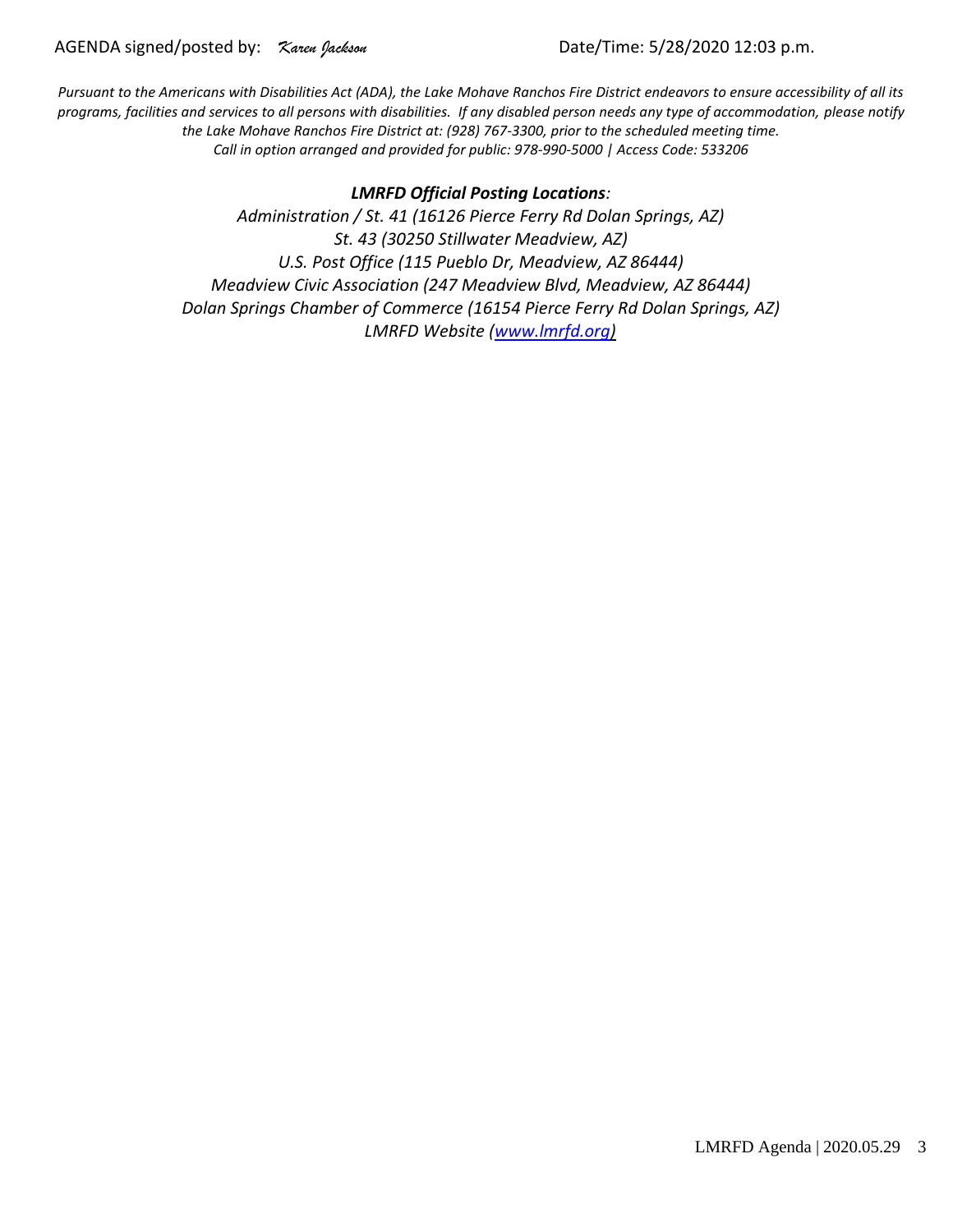AGENDA signed/posted by: *Karen Jackson* Date/Time: 5/28/2020 12:03 p.m.

*Pursuant to the Americans with Disabilities Act (ADA), the Lake Mohave Ranchos Fire District endeavors to ensure accessibility of all its programs, facilities and services to all persons with disabilities. If any disabled person needs any type of accommodation, please notify the Lake Mohave Ranchos Fire District at: (928) 767-3300, prior to the scheduled meeting time.*
*Call in option arranged and provided for public: 978-990-5000 | Access Code: 533206*

***LMRFD Official Posting Locations:***

*Administration / St. 41 (16126 Pierce Ferry Rd Dolan Springs, AZ)*
*St. 43 (30250 Stillwater Meadview, AZ)*
*U.S. Post Office (115 Pueblo Dr, Meadview, AZ 86444)*
*Meadview Civic Association (247 Meadview Blvd, Meadview, AZ 86444)*
*Dolan Springs Chamber of Commerce (16154 Pierce Ferry Rd Dolan Springs, AZ)*
*LMRFD Website (www.lmrfd.org)*